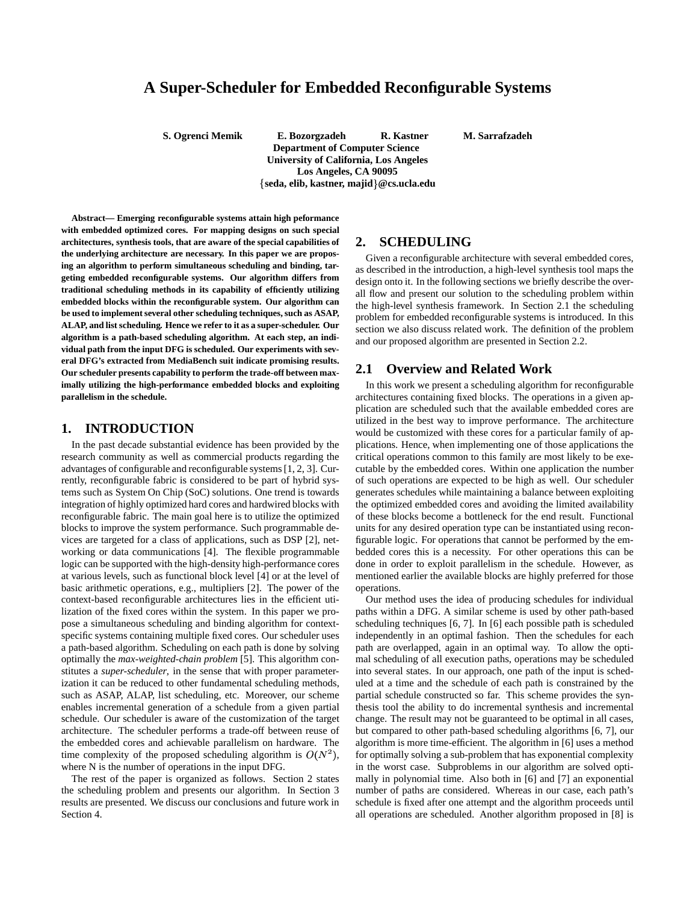# A Super-Scheduler for Embedded Reconfigurable Systems

**S. Ogrenci Memik** **E. Bozorgzadeh** **R. Kastner** **M. Sarrafzadeh**
**Department of Computer Science**
**University of California, Los Angeles**
**Los Angeles, CA 90095**
**{seda, elib, kastner, majid}@cs.ucla.edu**

**Abstract— Emerging reconfigurable systems attain high peformance with embedded optimized cores. For mapping designs on such special architectures, synthesis tools, that are aware of the special capabilities of the underlying architecture are necessary. In this paper we are proposing an algorithm to perform simultaneous scheduling and binding, targeting embedded reconfigurable systems. Our algorithm differs from traditional scheduling methods in its capability of efficiently utilizing embedded blocks within the reconfigurable system. Our algorithm can be used to implement several other scheduling techniques, such as ASAP, ALAP, and list scheduling. Hence we refer to it as a super-scheduler. Our algorithm is a path-based scheduling algorithm. At each step, an individual path from the input DFG is scheduled. Our experiments with several DFG's extracted from MediaBench suit indicate promising results. Our scheduler presents capability to perform the trade-off between maximally utilizing the high-performance embedded blocks and exploiting parallelism in the schedule.**

## 1. INTRODUCTION

In the past decade substantial evidence has been provided by the research community as well as commercial products regarding the advantages of configurable and reconfigurable systems [1, 2, 3]. Currently, reconfigurable fabric is considered to be part of hybrid systems such as System On Chip (SoC) solutions. One trend is towards integration of highly optimized hard cores and hardwired blocks with reconfigurable fabric. The main goal here is to utilize the optimized blocks to improve the system performance. Such programmable devices are targeted for a class of applications, such as DSP [2], networking or data communications [4]. The flexible programmable logic can be supported with the high-density high-performance cores at various levels, such as functional block level [4] or at the level of basic arithmetic operations, e.g., multipliers [2]. The power of the context-based reconfigurable architectures lies in the efficient utilization of the fixed cores within the system. In this paper we propose a simultaneous scheduling and binding algorithm for context-specific systems containing multiple fixed cores. Our scheduler uses a path-based algorithm. Scheduling on each path is done by solving optimally the *max-weighted-chain problem* [5]. This algorithm constitutes a *super-scheduler*, in the sense that with proper parameterization it can be reduced to other fundamental scheduling methods, such as ASAP, ALAP, list scheduling, etc. Moreover, our scheme enables incremental generation of a schedule from a given partial schedule. Our scheduler is aware of the customization of the target architecture. The scheduler performs a trade-off between reuse of the embedded cores and achievable parallelism on hardware. The time complexity of the proposed scheduling algorithm is $O(N^2)$, where N is the number of operations in the input DFG.

The rest of the paper is organized as follows. Section 2 states the scheduling problem and presents our algorithm. In Section 3 results are presented. We discuss our conclusions and future work in Section 4.

## 2. SCHEDULING

Given a reconfigurable architecture with several embedded cores, as described in the introduction, a high-level synthesis tool maps the design onto it. In the following sections we briefly describe the overall flow and present our solution to the scheduling problem within the high-level synthesis framework. In Section 2.1 the scheduling problem for embedded reconfigurable systems is introduced. In this section we also discuss related work. The definition of the problem and our proposed algorithm are presented in Section 2.2.

### 2.1 Overview and Related Work

In this work we present a scheduling algorithm for reconfigurable architectures containing fixed blocks. The operations in a given application are scheduled such that the available embedded cores are utilized in the best way to improve performance. The architecture would be customized with these cores for a particular family of applications. Hence, when implementing one of those applications the critical operations common to this family are most likely to be executable by the embedded cores. Within one application the number of such operations are expected to be high as well. Our scheduler generates schedules while maintaining a balance between exploiting the optimized embedded cores and avoiding the limited availability of these blocks become a bottleneck for the end result. Functional units for any desired operation type can be instantiated using reconfigurable logic. For operations that cannot be performed by the embedded cores this is a necessity. For other operations this can be done in order to exploit parallelism in the schedule. However, as mentioned earlier the available blocks are highly preferred for those operations.

Our method uses the idea of producing schedules for individual paths within a DFG. A similar scheme is used by other path-based scheduling techniques [6, 7]. In [6] each possible path is scheduled independently in an optimal fashion. Then the schedules for each path are overlapped, again in an optimal way. To allow the optimal scheduling of all execution paths, operations may be scheduled into several states. In our approach, one path of the input is scheduled at a time and the schedule of each path is constrained by the partial schedule constructed so far. This scheme provides the synthesis tool the ability to do incremental synthesis and incremental change. The result may not be guaranteed to be optimal in all cases, but compared to other path-based scheduling algorithms [6, 7], our algorithm is more time-efficient. The algorithm in [6] uses a method for optimally solving a sub-problem that has exponential complexity in the worst case. Subproblems in our algorithm are solved optimally in polynomial time. Also both in [6] and [7] an exponential number of paths are considered. Whereas in our case, each path's schedule is fixed after one attempt and the algorithm proceeds until all operations are scheduled. Another algorithm proposed in [8] is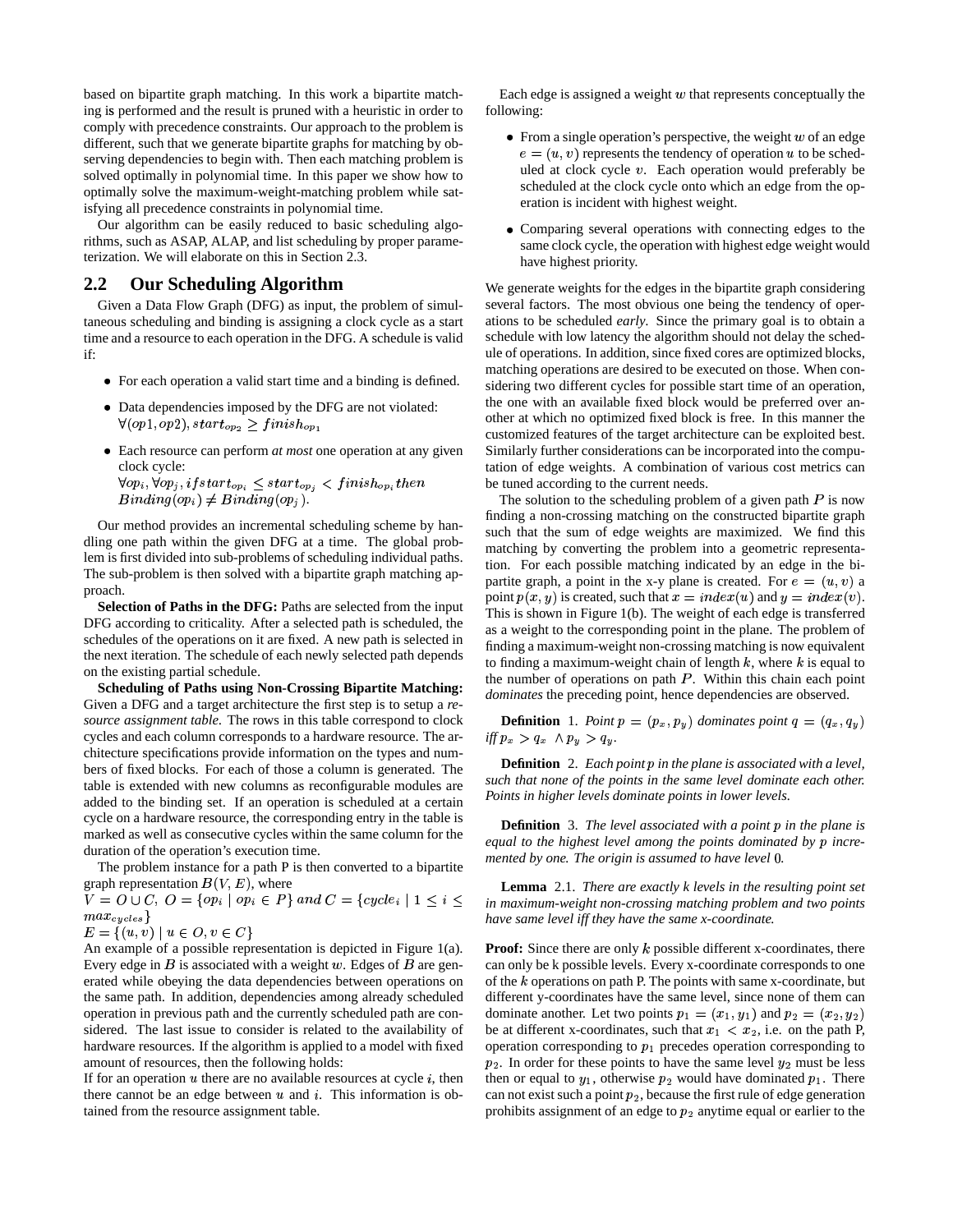based on bipartite graph matching. In this work a bipartite matching is performed and the result is pruned with a heuristic in order to comply with precedence constraints. Our approach to the problem is different, such that we generate bipartite graphs for matching by observing dependencies to begin with. Then each matching problem is solved optimally in polynomial time. In this paper we show how to optimally solve the maximum-weight-matching problem while satisfying all precedence constraints in polynomial time.

Our algorithm can be easily reduced to basic scheduling algorithms, such as ASAP, ALAP, and list scheduling by proper parameterization. We will elaborate on this in Section 2.3.

## 2.2 Our Scheduling Algorithm

Given a Data Flow Graph (DFG) as input, the problem of simultaneous scheduling and binding is assigning a clock cycle as a start time and a resource to each operation in the DFG. A schedule is valid if:

- For each operation a valid start time and a binding is defined.
- Data dependencies imposed by the DFG are not violated: $\forall(op1, op2), start_{op_2} \geq finish_{op_1}$
- Each resource can perform *at most* one operation at any given clock cycle: $\forall op_i, \forall op_j, if start_{op_i} \leq start_{op_j} < finish_{op_i} then$ $Binding(op_i) \neq Binding(op_j)$.

Our method provides an incremental scheduling scheme by handling one path within the given DFG at a time. The global problem is first divided into sub-problems of scheduling individual paths. The sub-problem is then solved with a bipartite graph matching approach.

**Selection of Paths in the DFG:** Paths are selected from the input DFG according to criticality. After a selected path is scheduled, the schedules of the operations on it are fixed. A new path is selected in the next iteration. The schedule of each newly selected path depends on the existing partial schedule.

**Scheduling of Paths using Non-Crossing Bipartite Matching:** Given a DFG and a target architecture the first step is to setup a *resource assignment table*. The rows in this table correspond to clock cycles and each column corresponds to a hardware resource. The architecture specifications provide information on the types and numbers of fixed blocks. For each of those a column is generated. The table is extended with new columns as reconfigurable modules are added to the binding set. If an operation is scheduled at a certain cycle on a hardware resource, the corresponding entry in the table is marked as well as consecutive cycles within the same column for the duration of the operation's execution time.

The problem instance for a path P is then converted to a bipartite graph representation $B(V, E)$, where
$V = O \cup C,\ O = \{op_i \mid op_i \in P\}\ and\ C = \{cycle_i \mid 1 \leq i \leq max_{cycles}\}$
$E = \{(u, v) \mid u \in O, v \in C\}$
An example of a possible representation is depicted in Figure 1(a). Every edge in $B$ is associated with a weight $w$. Edges of $B$ are generated while obeying the data dependencies between operations on the same path. In addition, dependencies among already scheduled operation in previous path and the currently scheduled path are considered. The last issue to consider is related to the availability of hardware resources. If the algorithm is applied to a model with fixed amount of resources, then the following holds:
If for an operation $u$ there are no available resources at cycle $i$, then there cannot be an edge between $u$ and $i$. This information is obtained from the resource assignment table.

Each edge is assigned a weight $w$ that represents conceptually the following:

- From a single operation's perspective, the weight $w$ of an edge $e = (u, v)$ represents the tendency of operation $u$ to be scheduled at clock cycle $v$. Each operation would preferably be scheduled at the clock cycle onto which an edge from the operation is incident with highest weight.
- Comparing several operations with connecting edges to the same clock cycle, the operation with highest edge weight would have highest priority.

We generate weights for the edges in the bipartite graph considering several factors. The most obvious one being the tendency of operations to be scheduled *early*. Since the primary goal is to obtain a schedule with low latency the algorithm should not delay the schedule of operations. In addition, since fixed cores are optimized blocks, matching operations are desired to be executed on those. When considering two different cycles for possible start time of an operation, the one with an available fixed block would be preferred over another at which no optimized fixed block is free. In this manner the customized features of the target architecture can be exploited best. Similarly further considerations can be incorporated into the computation of edge weights. A combination of various cost metrics can be tuned according to the current needs.

The solution to the scheduling problem of a given path $P$ is now finding a non-crossing matching on the constructed bipartite graph such that the sum of edge weights are maximized. We find this matching by converting the problem into a geometric representation. For each possible matching indicated by an edge in the bipartite graph, a point in the x-y plane is created. For $e = (u, v)$ a point $p(x, y)$ is created, such that $x = index(u)$ and $y = index(v)$. This is shown in Figure 1(b). The weight of each edge is transferred as a weight to the corresponding point in the plane. The problem of finding a maximum-weight non-crossing matching is now equivalent to finding a maximum-weight chain of length $k$, where $k$ is equal to the number of operations on path $P$. Within this chain each point *dominates* the preceding point, hence dependencies are observed.

**Definition** 1. *Point $p = (p_x, p_y)$ dominates point $q = (q_x, q_y)$ iff $p_x > q_x \wedge p_y > q_y$.*

**Definition** 2. *Each point $p$ in the plane is associated with a level, such that none of the points in the same level dominate each other. Points in higher levels dominate points in lower levels.*

**Definition** 3. *The level associated with a point $p$ in the plane is equal to the highest level among the points dominated by $p$ incremented by one. The origin is assumed to have level 0.*

**Lemma** 2.1. *There are exactly k levels in the resulting point set in maximum-weight non-crossing matching problem and two points have same level iff they have the same x-coordinate.*

**Proof:** Since there are only $k$ possible different x-coordinates, there can only be k possible levels. Every x-coordinate corresponds to one of the $k$ operations on path P. The points with same x-coordinate, but different y-coordinates have the same level, since none of them can dominate another. Let two points $p_1 = (x_1, y_1)$ and $p_2 = (x_2, y_2)$ be at different x-coordinates, such that $x_1 < x_2$, i.e. on the path P, operation corresponding to $p_1$ precedes operation corresponding to $p_2$. In order for these points to have the same level $y_2$ must be less then or equal to $y_1$, otherwise $p_2$ would have dominated $p_1$. There can not exist such a point $p_2$, because the first rule of edge generation prohibits assignment of an edge to $p_2$ anytime equal or earlier to the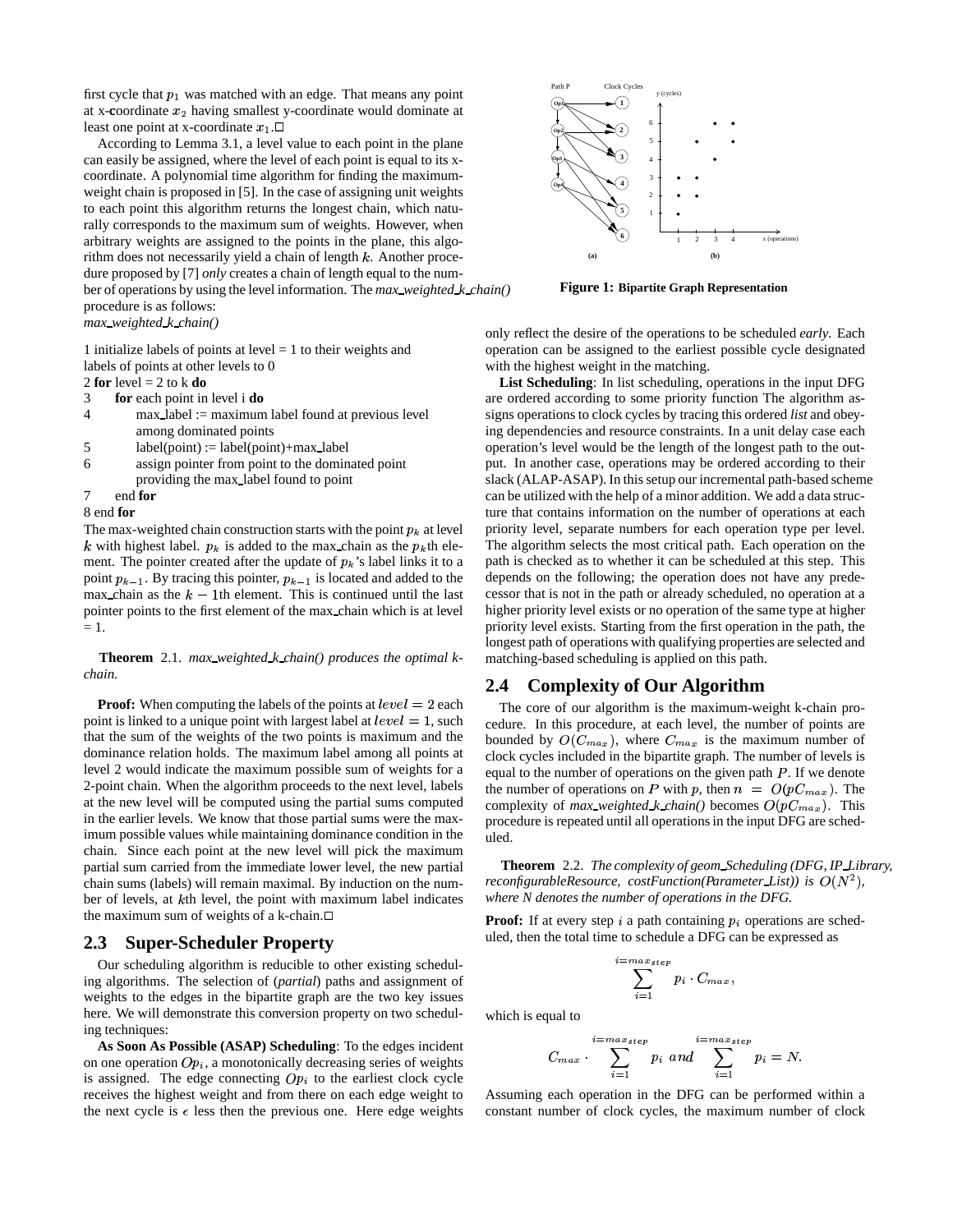first cycle that $p_1$ was matched with an edge. That means any point at x-coordinate $x_2$ having smallest y-coordinate would dominate at least one point at x-coordinate $x_1$.□

According to Lemma 3.1, a level value to each point in the plane can easily be assigned, where the level of each point is equal to its x-coordinate. A polynomial time algorithm for finding the maximum-weight chain is proposed in [5]. In the case of assigning unit weights to each point this algorithm returns the longest chain, which naturally corresponds to the maximum sum of weights. However, when arbitrary weights are assigned to the points in the plane, this algorithm does not necessarily yield a chain of length $k$. Another procedure proposed by [7] *only* creates a chain of length equal to the number of operations by using the level information. The *max_weighted_k_chain()* procedure is as follows:

*max_weighted_k_chain()*

```
1 initialize labels of points at level = 1 to their weights and
  labels of points at other levels to 0
2 for level = 2 to k do
3     for each point in level i do
4         max_label := maximum label found at previous level
          among dominated points
5         label(point) := label(point)+max_label
6         assign pointer from point to the dominated point
          providing the max_label found to point
7     end for
8 end for
```

The max-weighted chain construction starts with the point $p_k$ at level $k$ with highest label. $p_k$ is added to the max_chain as the $p_k$th element. The pointer created after the update of $p_k$'s label links it to a point $p_{k-1}$. By tracing this pointer, $p_{k-1}$ is located and added to the max_chain as the $k-1$th element. This is continued until the last pointer points to the first element of the max_chain which is at level = 1.

**Theorem** 2.1. *max_weighted_k_chain() produces the optimal k-chain.*

**Proof:** When computing the labels of the points at $level = 2$ each point is linked to a unique point with largest label at $level = 1$, such that the sum of the weights of the two points is maximum and the dominance relation holds. The maximum label among all points at level 2 would indicate the maximum possible sum of weights for a 2-point chain. When the algorithm proceeds to the next level, labels at the new level will be computed using the partial sums computed in the earlier levels. We know that those partial sums were the maximum possible values while maintaining dominance condition in the chain. Since each point at the new level will pick the maximum partial sum carried from the immediate lower level, the new partial chain sums (labels) will remain maximal. By induction on the number of levels, at $k$th level, the point with maximum label indicates the maximum sum of weights of a k-chain.□

## 2.3 Super-Scheduler Property

Our scheduling algorithm is reducible to other existing scheduling algorithms. The selection of (*partial*) paths and assignment of weights to the edges in the bipartite graph are the two key issues here. We will demonstrate this conversion property on two scheduling techniques:

**As Soon As Possible (ASAP) Scheduling**: To the edges incident on one operation $Op_i$, a monotonically decreasing series of weights is assigned. The edge connecting $Op_i$ to the earliest clock cycle receives the highest weight and from there on each edge weight to the next cycle is $\epsilon$ less then the previous one. Here edge weights only reflect the desire of the operations to be scheduled *early*. Each operation can be assigned to the earliest possible cycle designated with the highest weight in the matching.

**Figure 1: Bipartite Graph Representation**

**List Scheduling**: In list scheduling, operations in the input DFG are ordered according to some priority function The algorithm assigns operations to clock cycles by tracing this ordered *list* and obeying dependencies and resource constraints. In a unit delay case each operation's level would be the length of the longest path to the output. In another case, operations may be ordered according to their slack (ALAP-ASAP). In this setup our incremental path-based scheme can be utilized with the help of a minor addition. We add a data structure that contains information on the number of operations at each priority level, separate numbers for each operation type per level. The algorithm selects the most critical path. Each operation on the path is checked as to whether it can be scheduled at this step. This depends on the following; the operation does not have any predecessor that is not in the path or already scheduled, no operation at a higher priority level exists or no operation of the same type at higher priority level exists. Starting from the first operation in the path, the longest path of operations with qualifying properties are selected and matching-based scheduling is applied on this path.

## 2.4 Complexity of Our Algorithm

The core of our algorithm is the maximum-weight k-chain procedure. In this procedure, at each level, the number of points are bounded by $O(C_{max})$, where $C_{max}$ is the maximum number of clock cycles included in the bipartite graph. The number of levels is equal to the number of operations on the given path $P$. If we denote the number of operations on $P$ with $p$, then $n = O(pC_{max})$. The complexity of *max_weighted_k_chain()* becomes $O(pC_{max})$. This procedure is repeated until all operations in the input DFG are scheduled.

**Theorem** 2.2. *The complexity of geom_Scheduling (DFG, IP_Library, reconfigurableResource, costFunction(Parameter_List)) is $O(N^2)$, where N denotes the number of operations in the DFG.*

**Proof:** If at every step $i$ a path containing $p_i$ operations are scheduled, then the total time to schedule a DFG can be expressed as

$$\sum_{i=1}^{i=max_{step}} p_i \cdot C_{max},$$

which is equal to

$$C_{max} \cdot \sum_{i=1}^{i=max_{step}} p_i \; and \; \sum_{i=1}^{i=max_{step}} p_i = N.$$

Assuming each operation in the DFG can be performed within a constant number of clock cycles, the maximum number of clock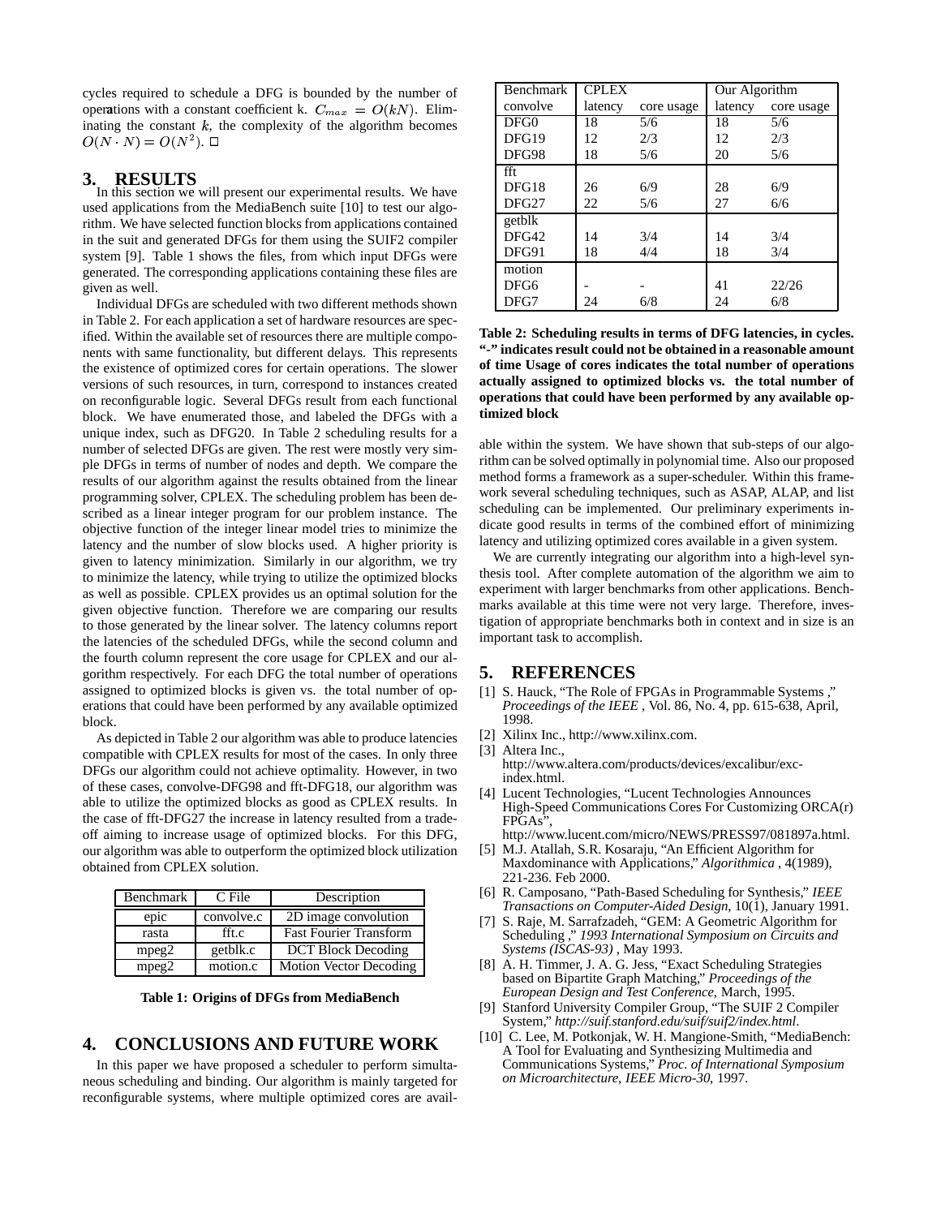cycles required to schedule a DFG is bounded by the number of operations with a constant coefficient k. $C_{max} = O(kN)$. Eliminating the constant $k$, the complexity of the algorithm becomes $O(N \cdot N) = O(N^2)$. □

## 3. RESULTS

In this section we will present our experimental results. We have used applications from the MediaBench suite [10] to test our algorithm. We have selected function blocks from applications contained in the suit and generated DFGs for them using the SUIF2 compiler system [9]. Table 1 shows the files, from which input DFGs were generated. The corresponding applications containing these files are given as well.

Individual DFGs are scheduled with two different methods shown in Table 2. For each application a set of hardware resources are specified. Within the available set of resources there are multiple components with same functionality, but different delays. This represents the existence of optimized cores for certain operations. The slower versions of such resources, in turn, correspond to instances created on reconfigurable logic. Several DFGs result from each functional block. We have enumerated those, and labeled the DFGs with a unique index, such as DFG20. In Table 2 scheduling results for a number of selected DFGs are given. The rest were mostly very simple DFGs in terms of number of nodes and depth. We compare the results of our algorithm against the results obtained from the linear programming solver, CPLEX. The scheduling problem has been described as a linear integer program for our problem instance. The objective function of the integer linear model tries to minimize the latency and the number of slow blocks used. A higher priority is given to latency minimization. Similarly in our algorithm, we try to minimize the latency, while trying to utilize the optimized blocks as well as possible. CPLEX provides us an optimal solution for the given objective function. Therefore we are comparing our results to those generated by the linear solver. The latency columns report the latencies of the scheduled DFGs, while the second column and the fourth column represent the core usage for CPLEX and our algorithm respectively. For each DFG the total number of operations assigned to optimized blocks is given vs. the total number of operations that could have been performed by any available optimized block.

As depicted in Table 2 our algorithm was able to produce latencies compatible with CPLEX results for most of the cases. In only three DFGs our algorithm could not achieve optimality. However, in two of these cases, convolve-DFG98 and fft-DFG18, our algorithm was able to utilize the optimized blocks as good as CPLEX results. In the case of fft-DFG27 the increase in latency resulted from a tradeoff aiming to increase usage of optimized blocks. For this DFG, our algorithm was able to outperform the optimized block utilization obtained from CPLEX solution.

| Benchmark | C File | Description |
|---|---|---|
| epic | convolve.c | 2D image convolution |
| rasta | fft.c | Fast Fourier Transform |
| mpeg2 | getblk.c | DCT Block Decoding |
| mpeg2 | motion.c | Motion Vector Decoding |

**Table 1: Origins of DFGs from MediaBench**

| Benchmark | CPLEX | | Our Algorithm | |
|---|---|---|---|---|
| convolve | latency | core usage | latency | core usage |
| DFG0 | 18 | 5/6 | 18 | 5/6 |
| DFG19 | 12 | 2/3 | 12 | 2/3 |
| DFG98 | 18 | 5/6 | 20 | 5/6 |
| fft | | | | |
| DFG18 | 26 | 6/9 | 28 | 6/9 |
| DFG27 | 22 | 5/6 | 27 | 6/6 |
| getblk | | | | |
| DFG42 | 14 | 3/4 | 14 | 3/4 |
| DFG91 | 18 | 4/4 | 18 | 3/4 |
| motion | | | | |
| DFG6 | - | - | 41 | 22/26 |
| DFG7 | 24 | 6/8 | 24 | 6/8 |

**Table 2: Scheduling results in terms of DFG latencies, in cycles. "-" indicates result could not be obtained in a reasonable amount of time Usage of cores indicates the total number of operations actually assigned to optimized blocks vs. the total number of operations that could have been performed by any available optimized block**

## 4. CONCLUSIONS AND FUTURE WORK

In this paper we have proposed a scheduler to perform simultaneous scheduling and binding. Our algorithm is mainly targeted for reconfigurable systems, where multiple optimized cores are available within the system. We have shown that sub-steps of our algorithm can be solved optimally in polynomial time. Also our proposed method forms a framework as a super-scheduler. Within this framework several scheduling techniques, such as ASAP, ALAP, and list scheduling can be implemented. Our preliminary experiments indicate good results in terms of the combined effort of minimizing latency and utilizing optimized cores available in a given system.

We are currently integrating our algorithm into a high-level synthesis tool. After complete automation of the algorithm we aim to experiment with larger benchmarks from other applications. Benchmarks available at this time were not very large. Therefore, investigation of appropriate benchmarks both in context and in size is an important task to accomplish.

## 5. REFERENCES

[1] S. Hauck, "The Role of FPGAs in Programmable Systems ," *Proceedings of the IEEE* , Vol. 86, No. 4, pp. 615-638, April, 1998.

[2] Xilinx Inc., http://www.xilinx.com.

[3] Altera Inc., http://www.altera.com/products/devices/excalibur/exc-index.html.

[4] Lucent Technologies, "Lucent Technologies Announces High-Speed Communications Cores For Customizing ORCA(r) FPGAs", http://www.lucent.com/micro/NEWS/PRESS97/081897a.html.

[5] M.J. Atallah, S.R. Kosaraju, "An Efficient Algorithm for Maxdominance with Applications," *Algorithmica* , 4(1989), 221-236. Feb 2000.

[6] R. Camposano, "Path-Based Scheduling for Synthesis," *IEEE Transactions on Computer-Aided Design*, 10(1), January 1991.

[7] S. Raje, M. Sarrafzadeh, "GEM: A Geometric Algorithm for Scheduling ," *1993 International Symposium on Circuits and Systems (ISCAS-93)* , May 1993.

[8] A. H. Timmer, J. A. G. Jess, "Exact Scheduling Strategies based on Bipartite Graph Matching," *Proceedings of the European Design and Test Conference*, March, 1995.

[9] Stanford University Compiler Group, "The SUIF 2 Compiler System," *http://suif.stanford.edu/suif/suif2/index.html*.

[10] C. Lee, M. Potkonjak, W. H. Mangione-Smith, "MediaBench: A Tool for Evaluating and Synthesizing Multimedia and Communications Systems," *Proc. of International Symposium on Microarchitecture, IEEE Micro-30*, 1997.